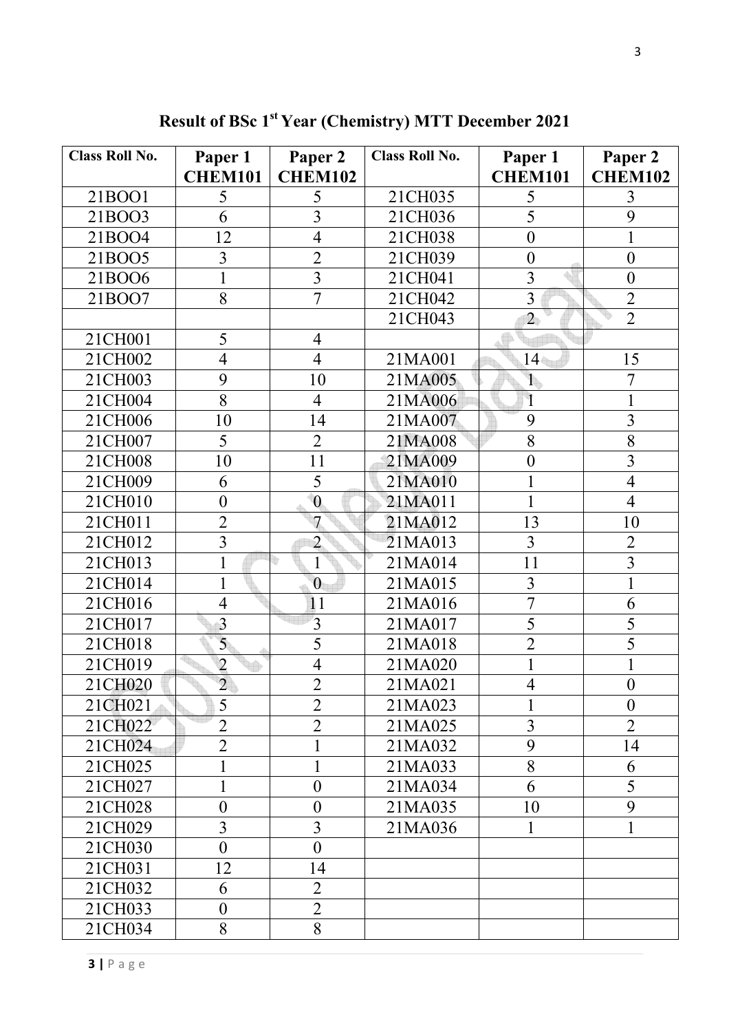# Result of BSc 1st Year (Chemistry) MTT December 2021

| Class Roll No. | Paper 1 CHEM101 | Paper 2 CHEM102 | Class Roll No. | Paper 1 CHEM101 | Paper 2 CHEM102 |
|---|---|---|---|---|---|
| 21BOO1 | 5 | 5 | 21CH035 | 5 | 3 |
| 21BOO3 | 6 | 3 | 21CH036 | 5 | 9 |
| 21BOO4 | 12 | 4 | 21CH038 | 0 | 1 |
| 21BOO5 | 3 | 2 | 21CH039 | 0 | 0 |
| 21BOO6 | 1 | 3 | 21CH041 | 3 | 0 |
| 21BOO7 | 8 | 7 | 21CH042 | 3 | 2 |
| | | | 21CH043 | 2 | 2 |
| 21CH001 | 5 | 4 | | | |
| 21CH002 | 4 | 4 | 21MA001 | 14 | 15 |
| 21CH003 | 9 | 10 | 21MA005 | 1 | 7 |
| 21CH004 | 8 | 4 | 21MA006 | 1 | 1 |
| 21CH006 | 10 | 14 | 21MA007 | 9 | 3 |
| 21CH007 | 5 | 2 | 21MA008 | 8 | 8 |
| 21CH008 | 10 | 11 | 21MA009 | 0 | 3 |
| 21CH009 | 6 | 5 | 21MA010 | 1 | 4 |
| 21CH010 | 0 | 0 | 21MA011 | 1 | 4 |
| 21CH011 | 2 | 7 | 21MA012 | 13 | 10 |
| 21CH012 | 3 | 2 | 21MA013 | 3 | 2 |
| 21CH013 | 1 | 1 | 21MA014 | 11 | 3 |
| 21CH014 | 1 | 0 | 21MA015 | 3 | 1 |
| 21CH016 | 4 | 11 | 21MA016 | 7 | 6 |
| 21CH017 | 3 | 3 | 21MA017 | 5 | 5 |
| 21CH018 | 5 | 5 | 21MA018 | 2 | 5 |
| 21CH019 | 2 | 4 | 21MA020 | 1 | 1 |
| 21CH020 | 2 | 2 | 21MA021 | 4 | 0 |
| 21CH021 | 5 | 2 | 21MA023 | 1 | 0 |
| 21CH022 | 2 | 2 | 21MA025 | 3 | 2 |
| 21CH024 | 2 | 1 | 21MA032 | 9 | 14 |
| 21CH025 | 1 | 1 | 21MA033 | 8 | 6 |
| 21CH027 | 1 | 0 | 21MA034 | 6 | 5 |
| 21CH028 | 0 | 0 | 21MA035 | 10 | 9 |
| 21CH029 | 3 | 3 | 21MA036 | 1 | 1 |
| 21CH030 | 0 | 0 | | | |
| 21CH031 | 12 | 14 | | | |
| 21CH032 | 6 | 2 | | | |
| 21CH033 | 0 | 2 | | | |
| 21CH034 | 8 | 8 | | | |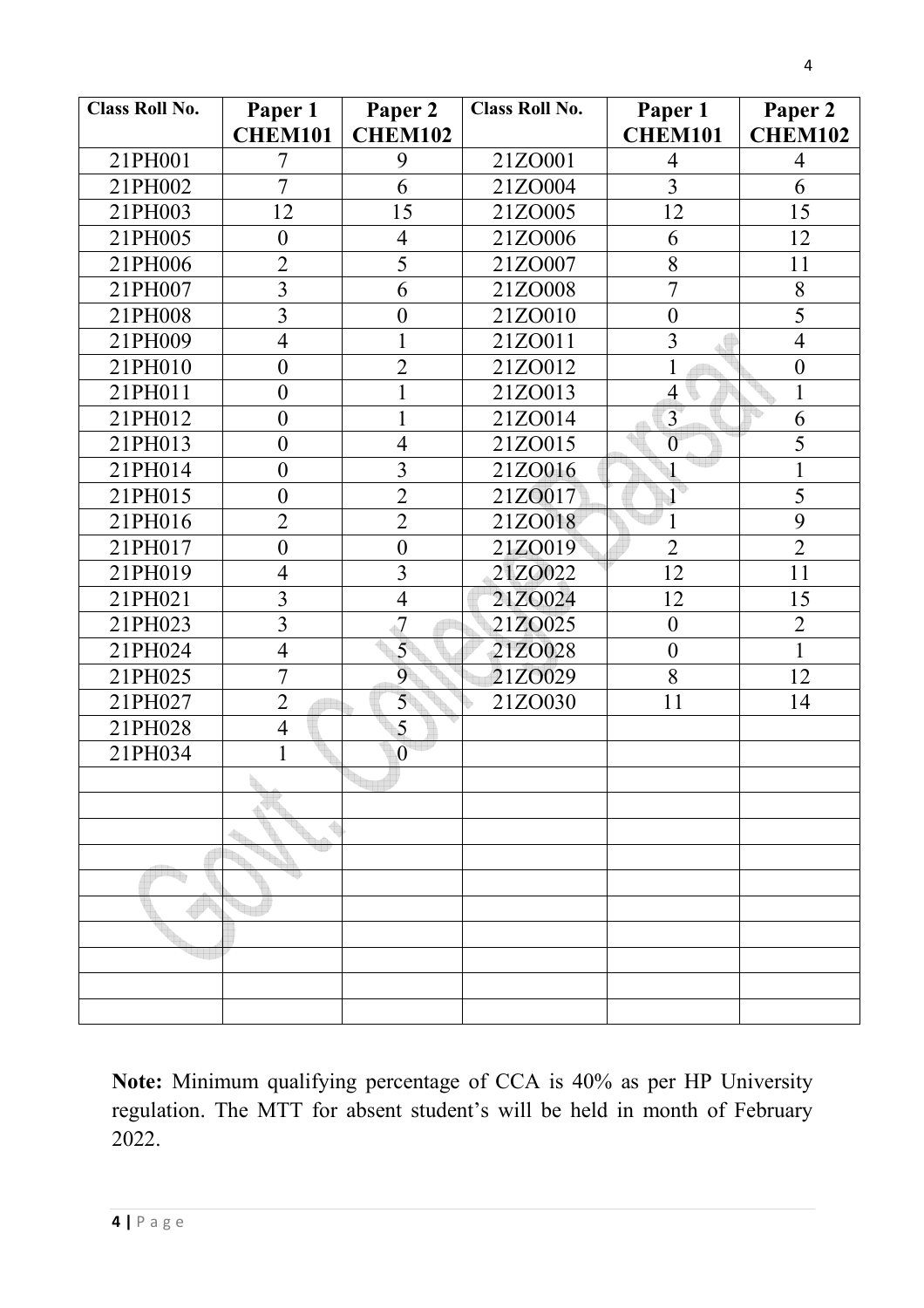| Class Roll No. | Paper 1 CHEM101 | Paper 2 CHEM102 | Class Roll No. | Paper 1 CHEM101 | Paper 2 CHEM102 |
|---|---|---|---|---|---|
| 21PH001 | 7 | 9 | 21ZO001 | 4 | 4 |
| 21PH002 | 7 | 6 | 21ZO004 | 3 | 6 |
| 21PH003 | 12 | 15 | 21ZO005 | 12 | 15 |
| 21PH005 | 0 | 4 | 21ZO006 | 6 | 12 |
| 21PH006 | 2 | 5 | 21ZO007 | 8 | 11 |
| 21PH007 | 3 | 6 | 21ZO008 | 7 | 8 |
| 21PH008 | 3 | 0 | 21ZO010 | 0 | 5 |
| 21PH009 | 4 | 1 | 21ZO011 | 3 | 4 |
| 21PH010 | 0 | 2 | 21ZO012 | 1 | 0 |
| 21PH011 | 0 | 1 | 21ZO013 | 4 | 1 |
| 21PH012 | 0 | 1 | 21ZO014 | 3 | 6 |
| 21PH013 | 0 | 4 | 21ZO015 | 0 | 5 |
| 21PH014 | 0 | 3 | 21ZO016 | 1 | 1 |
| 21PH015 | 0 | 2 | 21ZO017 | 1 | 5 |
| 21PH016 | 2 | 2 | 21ZO018 | 1 | 9 |
| 21PH017 | 0 | 0 | 21ZO019 | 2 | 2 |
| 21PH019 | 4 | 3 | 21ZO022 | 12 | 11 |
| 21PH021 | 3 | 4 | 21ZO024 | 12 | 15 |
| 21PH023 | 3 | 7 | 21ZO025 | 0 | 2 |
| 21PH024 | 4 | 5 | 21ZO028 | 0 | 1 |
| 21PH025 | 7 | 9 | 21ZO029 | 8 | 12 |
| 21PH027 | 2 | 5 | 21ZO030 | 11 | 14 |
| 21PH028 | 4 | 5 | | | |
| 21PH034 | 1 | 0 | | | |

**Note:** Minimum qualifying percentage of CCA is 40% as per HP University regulation. The MTT for absent student's will be held in month of February 2022.